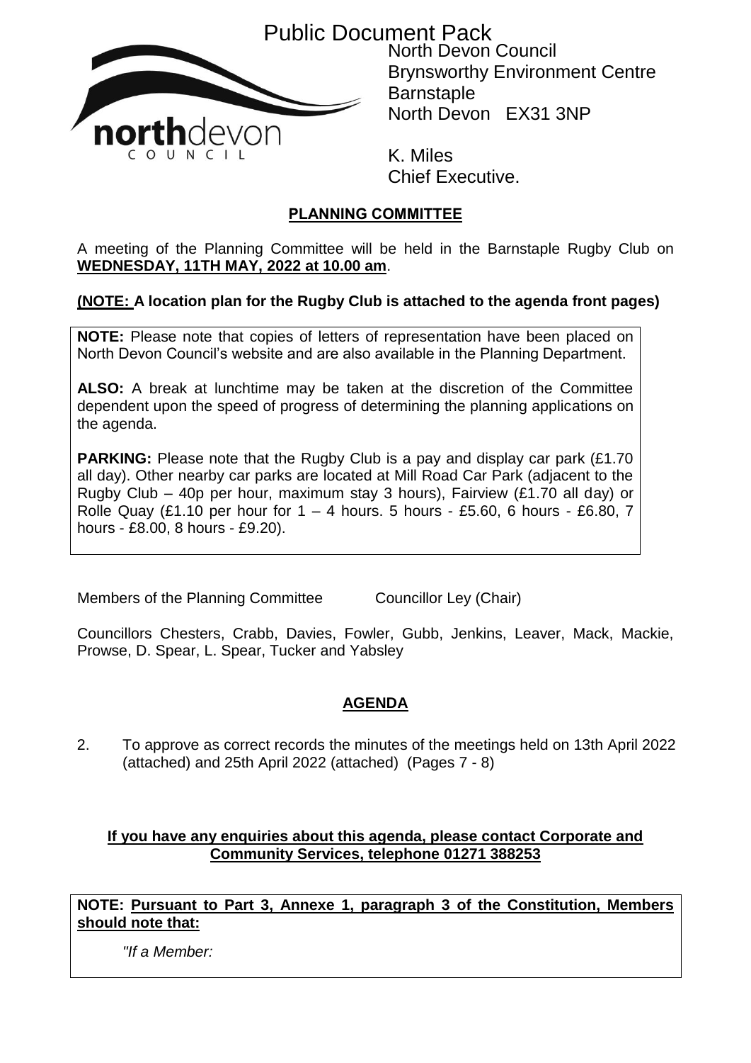Public Document Pack

North Devon Council
Brynsworthy Environment Centre
Barnstaple
North Devon EX31 3NP

K. Miles
Chief Executive.

## PLANNING COMMITTEE

A meeting of the Planning Committee will be held in the Barnstaple Rugby Club on **WEDNESDAY, 11TH MAY, 2022 at 10.00 am**.

**(NOTE: A location plan for the Rugby Club is attached to the agenda front pages)**

**NOTE:** Please note that copies of letters of representation have been placed on North Devon Council's website and are also available in the Planning Department.

**ALSO:** A break at lunchtime may be taken at the discretion of the Committee dependent upon the speed of progress of determining the planning applications on the agenda.

**PARKING:** Please note that the Rugby Club is a pay and display car park (£1.70 all day). Other nearby car parks are located at Mill Road Car Park (adjacent to the Rugby Club – 40p per hour, maximum stay 3 hours), Fairview (£1.70 all day) or Rolle Quay (£1.10 per hour for 1 – 4 hours. 5 hours - £5.60, 6 hours - £6.80, 7 hours - £8.00, 8 hours - £9.20).

Members of the Planning Committee Councillor Ley (Chair)

Councillors Chesters, Crabb, Davies, Fowler, Gubb, Jenkins, Leaver, Mack, Mackie, Prowse, D. Spear, L. Spear, Tucker and Yabsley

## AGENDA

2. To approve as correct records the minutes of the meetings held on 13th April 2022 (attached) and 25th April 2022 (attached) (Pages 7 - 8)

**If you have any enquiries about this agenda, please contact Corporate and Community Services, telephone 01271 388253**

**NOTE: Pursuant to Part 3, Annexe 1, paragraph 3 of the Constitution, Members should note that:**

*"If a Member:*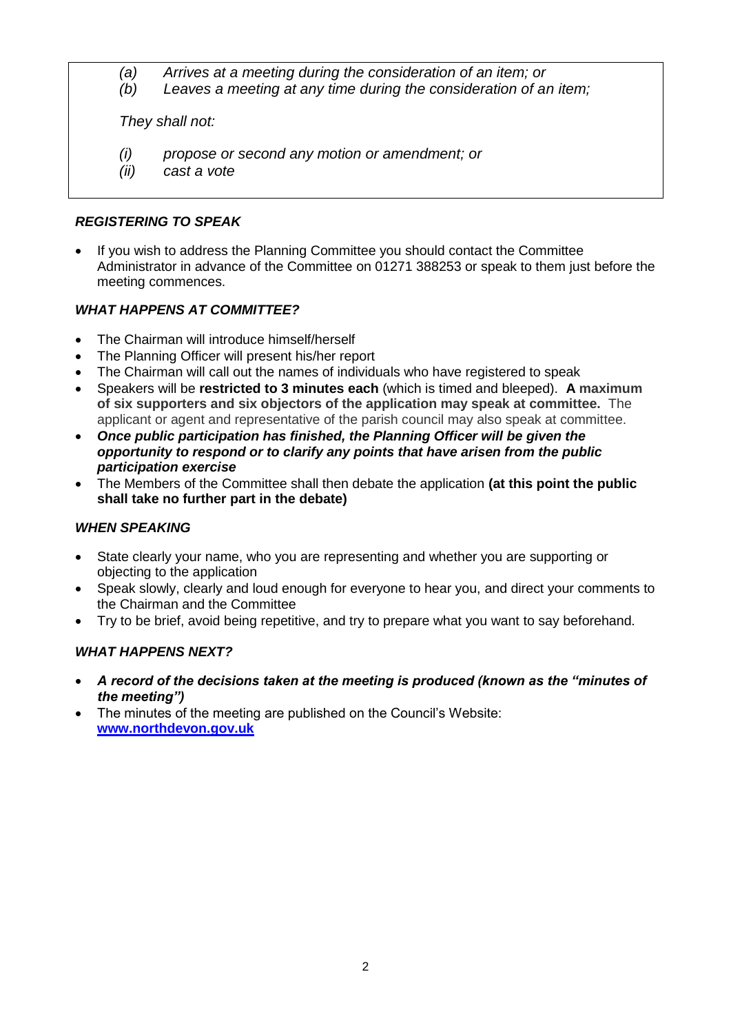*(a) Arrives at a meeting during the consideration of an item; or*
*(b) Leaves a meeting at any time during the consideration of an item;*

*They shall not:*

*(i) propose or second any motion or amendment; or*
*(ii) cast a vote*

### *REGISTERING TO SPEAK*

- If you wish to address the Planning Committee you should contact the Committee Administrator in advance of the Committee on 01271 388253 or speak to them just before the meeting commences.

### *WHAT HAPPENS AT COMMITTEE?*

- The Chairman will introduce himself/herself
- The Planning Officer will present his/her report
- The Chairman will call out the names of individuals who have registered to speak
- Speakers will be **restricted to 3 minutes each** (which is timed and bleeped). **A maximum of six supporters and six objectors of the application may speak at committee.** The applicant or agent and representative of the parish council may also speak at committee.
- ***Once public participation has finished, the Planning Officer will be given the opportunity to respond or to clarify any points that have arisen from the public participation exercise***
- The Members of the Committee shall then debate the application **(at this point the public shall take no further part in the debate)**

### *WHEN SPEAKING*

- State clearly your name, who you are representing and whether you are supporting or objecting to the application
- Speak slowly, clearly and loud enough for everyone to hear you, and direct your comments to the Chairman and the Committee
- Try to be brief, avoid being repetitive, and try to prepare what you want to say beforehand.

### *WHAT HAPPENS NEXT?*

- ***A record of the decisions taken at the meeting is produced (known as the "minutes of the meeting")***
- The minutes of the meeting are published on the Council's Website: **www.northdevon.gov.uk**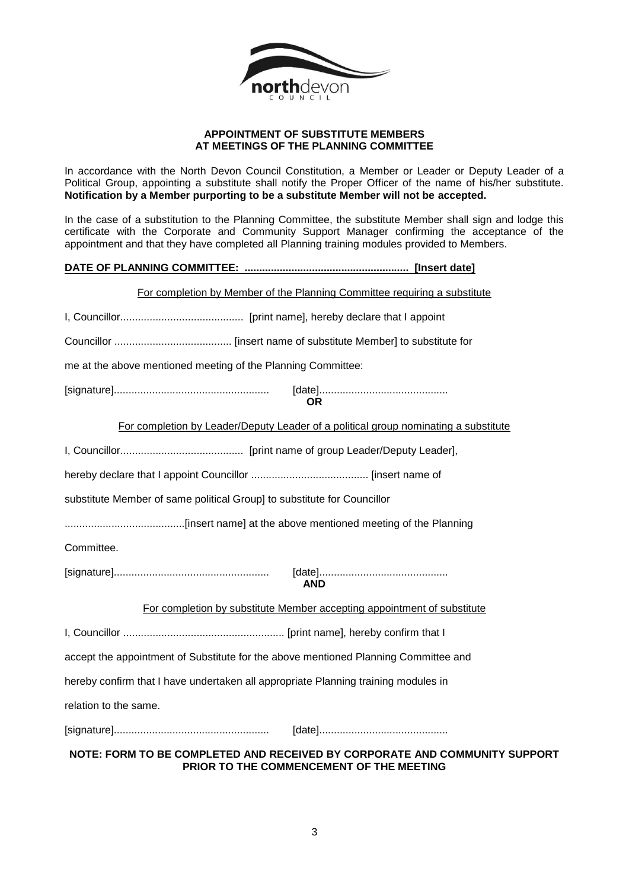**APPOINTMENT OF SUBSTITUTE MEMBERS**
**AT MEETINGS OF THE PLANNING COMMITTEE**

In accordance with the North Devon Council Constitution, a Member or Leader or Deputy Leader of a Political Group, appointing a substitute shall notify the Proper Officer of the name of his/her substitute. **Notification by a Member purporting to be a substitute Member will not be accepted.**

In the case of a substitution to the Planning Committee, the substitute Member shall sign and lodge this certificate with the Corporate and Community Support Manager confirming the acceptance of the appointment and that they have completed all Planning training modules provided to Members.

**DATE OF PLANNING COMMITTEE: ........................................................ [Insert date]**

For completion by Member of the Planning Committee requiring a substitute

I, Councillor.......................................... [print name], hereby declare that I appoint

Councillor ........................................ [insert name of substitute Member] to substitute for

me at the above mentioned meeting of the Planning Committee:

[signature].................................................... [date]...........................................

**OR**

For completion by Leader/Deputy Leader of a political group nominating a substitute

I, Councillor.......................................... [print name of group Leader/Deputy Leader],

hereby declare that I appoint Councillor ........................................ [insert name of

substitute Member of same political Group] to substitute for Councillor

.........................................[insert name] at the above mentioned meeting of the Planning

Committee.

[signature].................................................... [date]...........................................

**AND**

For completion by substitute Member accepting appointment of substitute

I, Councillor ....................................................... [print name], hereby confirm that I

accept the appointment of Substitute for the above mentioned Planning Committee and

hereby confirm that I have undertaken all appropriate Planning training modules in

relation to the same.

[signature].................................................... [date]...........................................

**NOTE: FORM TO BE COMPLETED AND RECEIVED BY CORPORATE AND COMMUNITY SUPPORT PRIOR TO THE COMMENCEMENT OF THE MEETING**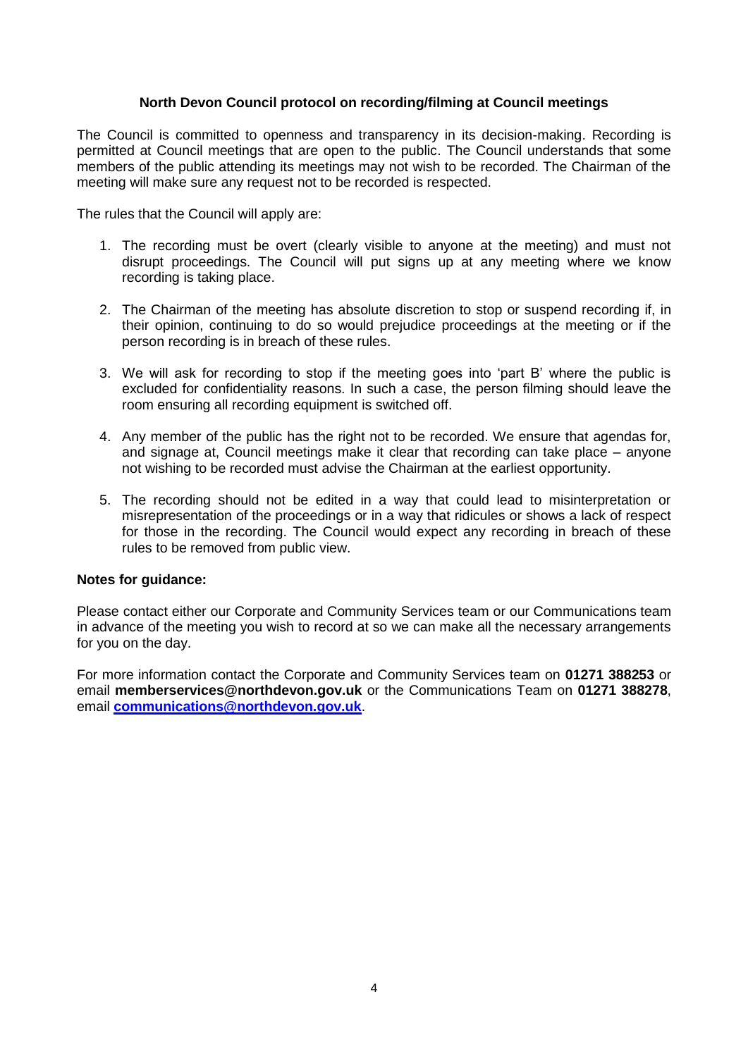## North Devon Council protocol on recording/filming at Council meetings

The Council is committed to openness and transparency in its decision-making. Recording is permitted at Council meetings that are open to the public. The Council understands that some members of the public attending its meetings may not wish to be recorded. The Chairman of the meeting will make sure any request not to be recorded is respected.

The rules that the Council will apply are:

1. The recording must be overt (clearly visible to anyone at the meeting) and must not disrupt proceedings. The Council will put signs up at any meeting where we know recording is taking place.

2. The Chairman of the meeting has absolute discretion to stop or suspend recording if, in their opinion, continuing to do so would prejudice proceedings at the meeting or if the person recording is in breach of these rules.

3. We will ask for recording to stop if the meeting goes into 'part B' where the public is excluded for confidentiality reasons. In such a case, the person filming should leave the room ensuring all recording equipment is switched off.

4. Any member of the public has the right not to be recorded. We ensure that agendas for, and signage at, Council meetings make it clear that recording can take place – anyone not wishing to be recorded must advise the Chairman at the earliest opportunity.

5. The recording should not be edited in a way that could lead to misinterpretation or misrepresentation of the proceedings or in a way that ridicules or shows a lack of respect for those in the recording. The Council would expect any recording in breach of these rules to be removed from public view.

**Notes for guidance:**

Please contact either our Corporate and Community Services team or our Communications team in advance of the meeting you wish to record at so we can make all the necessary arrangements for you on the day.

For more information contact the Corporate and Community Services team on **01271 388253** or email **memberservices@northdevon.gov.uk** or the Communications Team on **01271 388278**, email **communications@northdevon.gov.uk**.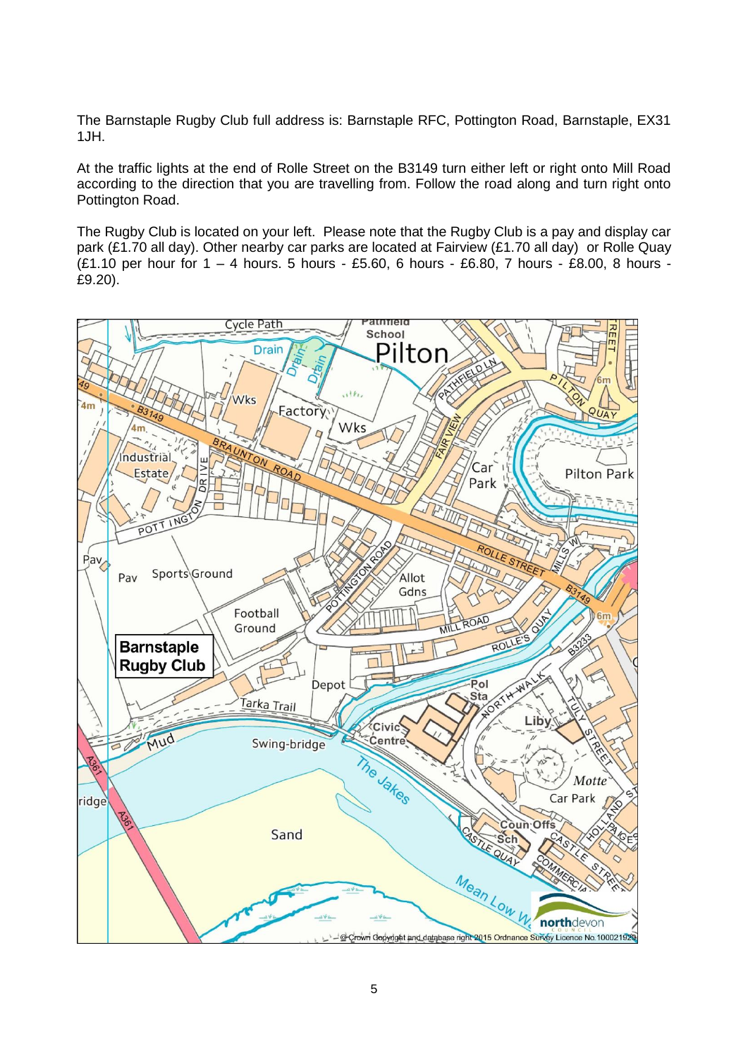The Barnstaple Rugby Club full address is: Barnstaple RFC, Pottington Road, Barnstaple, EX31 1JH.

At the traffic lights at the end of Rolle Street on the B3149 turn either left or right onto Mill Road according to the direction that you are travelling from. Follow the road along and turn right onto Pottington Road.

The Rugby Club is located on your left. Please note that the Rugby Club is a pay and display car park (£1.70 all day). Other nearby car parks are located at Fairview (£1.70 all day) or Rolle Quay (£1.10 per hour for 1 – 4 hours. 5 hours - £5.60, 6 hours - £6.80, 7 hours - £8.00, 8 hours - £9.20).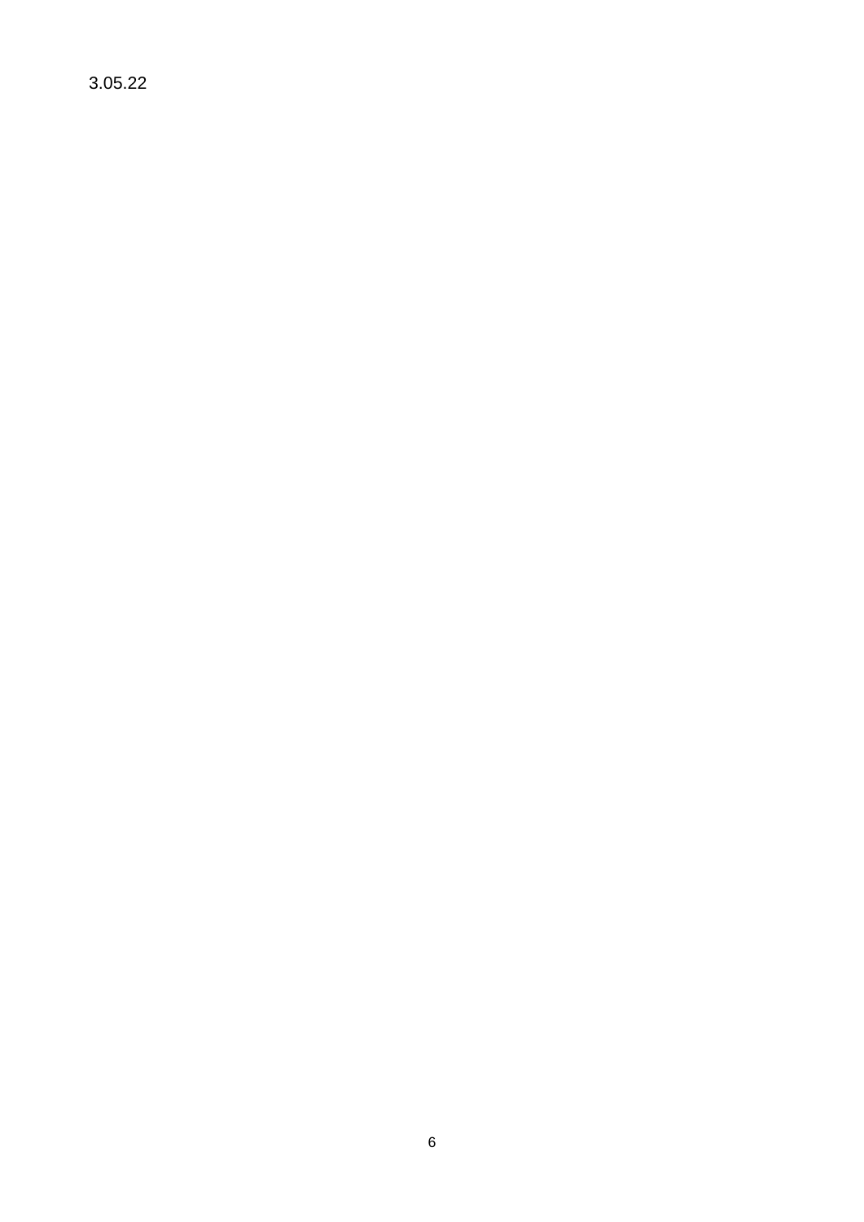3.05.22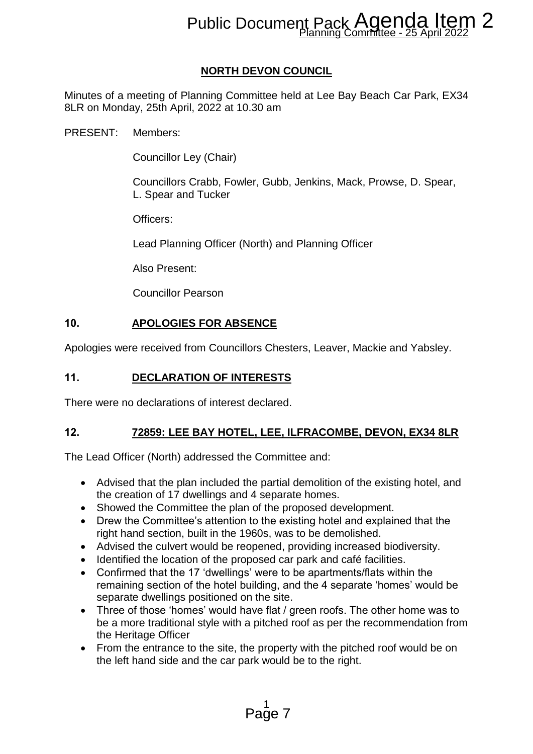## NORTH DEVON COUNCIL

Minutes of a meeting of Planning Committee held at Lee Bay Beach Car Park, EX34 8LR on Monday, 25th April, 2022 at 10.30 am

PRESENT: Members:

Councillor Ley (Chair)

Councillors Crabb, Fowler, Gubb, Jenkins, Mack, Prowse, D. Spear, L. Spear and Tucker

Officers:

Lead Planning Officer (North) and Planning Officer

Also Present:

Councillor Pearson

### 10. APOLOGIES FOR ABSENCE

Apologies were received from Councillors Chesters, Leaver, Mackie and Yabsley.

### 11. DECLARATION OF INTERESTS

There were no declarations of interest declared.

### 12. 72859: LEE BAY HOTEL, LEE, ILFRACOMBE, DEVON, EX34 8LR

The Lead Officer (North) addressed the Committee and:

- Advised that the plan included the partial demolition of the existing hotel, and the creation of 17 dwellings and 4 separate homes.
- Showed the Committee the plan of the proposed development.
- Drew the Committee's attention to the existing hotel and explained that the right hand section, built in the 1960s, was to be demolished.
- Advised the culvert would be reopened, providing increased biodiversity.
- Identified the location of the proposed car park and café facilities.
- Confirmed that the 17 'dwellings' were to be apartments/flats within the remaining section of the hotel building, and the 4 separate 'homes' would be separate dwellings positioned on the site.
- Three of those 'homes' would have flat / green roofs. The other home was to be a more traditional style with a pitched roof as per the recommendation from the Heritage Officer
- From the entrance to the site, the property with the pitched roof would be on the left hand side and the car park would be to the right.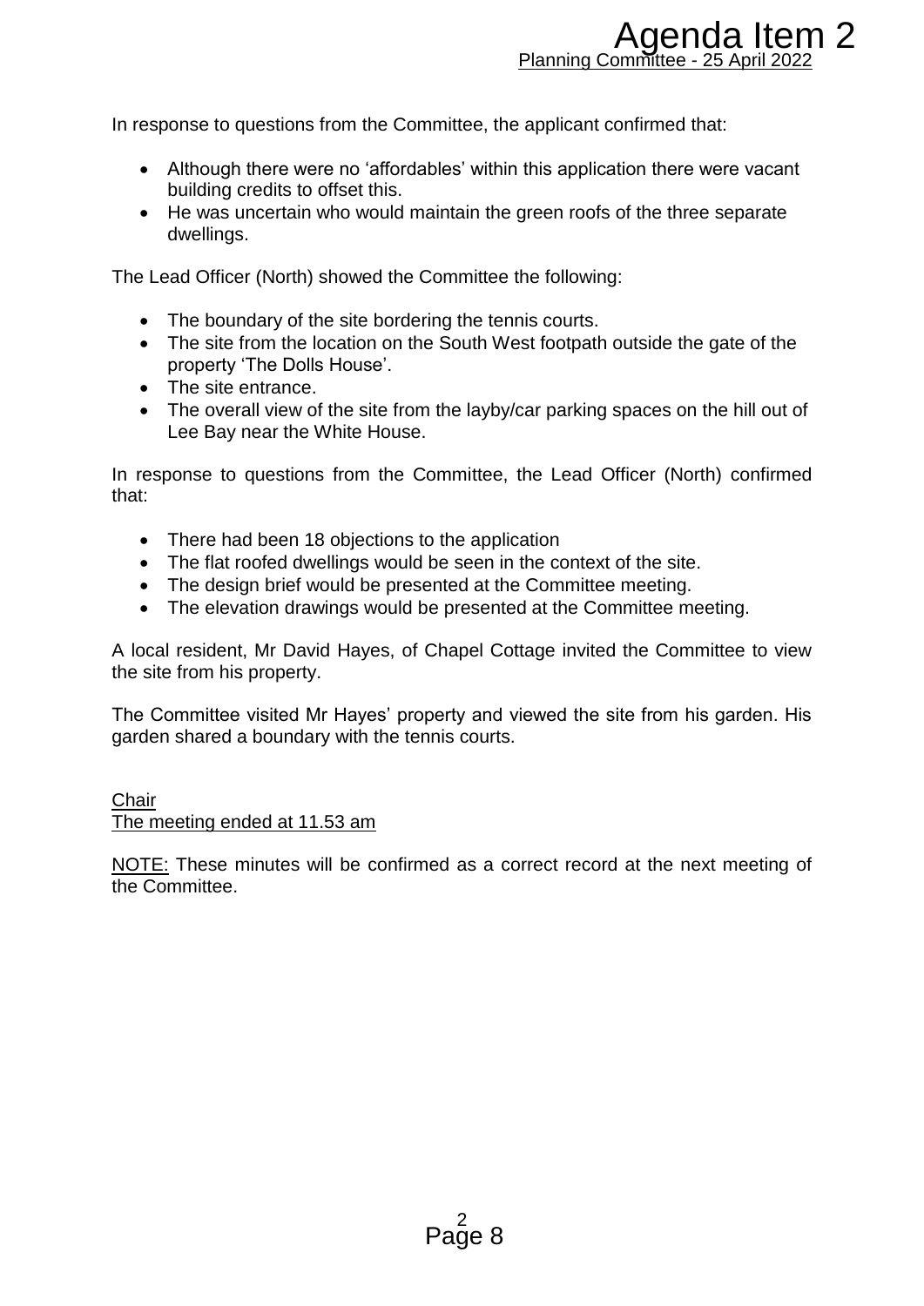In response to questions from the Committee, the applicant confirmed that:

- Although there were no 'affordables' within this application there were vacant building credits to offset this.
- He was uncertain who would maintain the green roofs of the three separate dwellings.

The Lead Officer (North) showed the Committee the following:

- The boundary of the site bordering the tennis courts.
- The site from the location on the South West footpath outside the gate of the property 'The Dolls House'.
- The site entrance.
- The overall view of the site from the layby/car parking spaces on the hill out of Lee Bay near the White House.

In response to questions from the Committee, the Lead Officer (North) confirmed that:

- There had been 18 objections to the application
- The flat roofed dwellings would be seen in the context of the site.
- The design brief would be presented at the Committee meeting.
- The elevation drawings would be presented at the Committee meeting.

A local resident, Mr David Hayes, of Chapel Cottage invited the Committee to view the site from his property.

The Committee visited Mr Hayes' property and viewed the site from his garden. His garden shared a boundary with the tennis courts.

Chair
The meeting ended at 11.53 am

NOTE: These minutes will be confirmed as a correct record at the next meeting of the Committee.